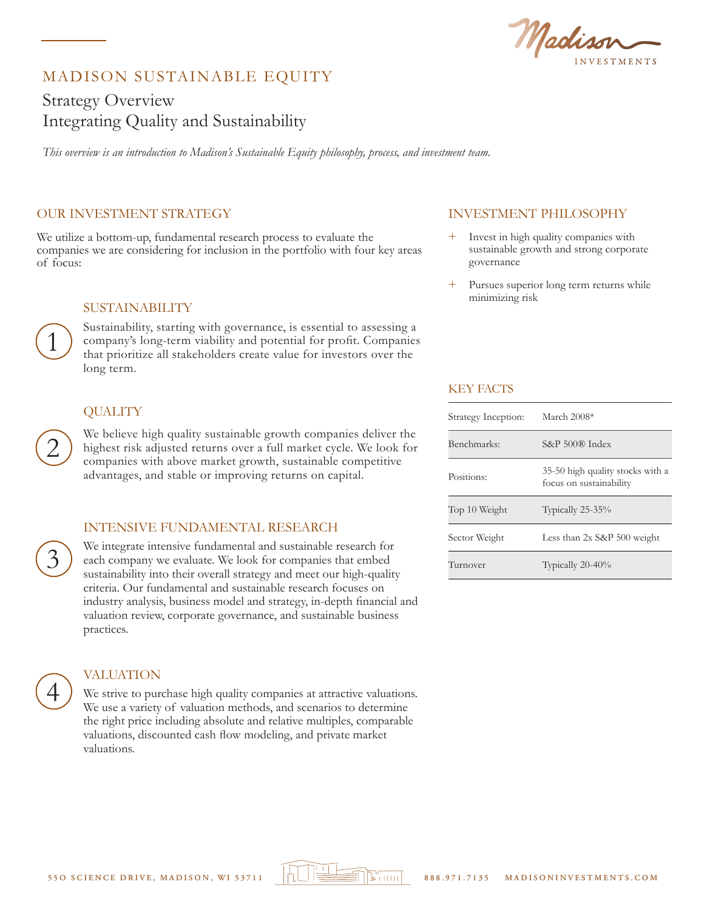# MADISON SUSTAINABLE EQUITY

## Strategy Overview
## Integrating Quality and Sustainability

*This overview is an introduction to Madison's Sustainable Equity philosophy, process, and investment team.*

### OUR INVESTMENT STRATEGY

We utilize a bottom-up, fundamental research process to evaluate the companies we are considering for inclusion in the portfolio with four key areas of focus:

#### 1 SUSTAINABILITY

Sustainability, starting with governance, is essential to assessing a company's long-term viability and potential for profit. Companies that prioritize all stakeholders create value for investors over the long term.

#### 2 QUALITY

We believe high quality sustainable growth companies deliver the highest risk adjusted returns over a full market cycle. We look for companies with above market growth, sustainable competitive advantages, and stable or improving returns on capital.

#### 3 INTENSIVE FUNDAMENTAL RESEARCH

We integrate intensive fundamental and sustainable research for each company we evaluate. We look for companies that embed sustainability into their overall strategy and meet our high-quality criteria. Our fundamental and sustainable research focuses on industry analysis, business model and strategy, in-depth financial and valuation review, corporate governance, and sustainable business practices.

#### 4 VALUATION

We strive to purchase high quality companies at attractive valuations. We use a variety of valuation methods, and scenarios to determine the right price including absolute and relative multiples, comparable valuations, discounted cash flow modeling, and private market valuations.

### INVESTMENT PHILOSOPHY

+ Invest in high quality companies with sustainable growth and strong corporate governance
+ Pursues superior long term returns while minimizing risk

### KEY FACTS

| | |
|---|---|
| Strategy Inception: | March 2008* |
| Benchmarks: | S&P 500® Index |
| Positions: | 35-50 high quality stocks with a focus on sustainability |
| Top 10 Weight | Typically 25-35% |
| Sector Weight | Less than 2x S&P 500 weight |
| Turnover | Typically 20-40% |

550 SCIENCE DRIVE, MADISON, WI 53711 888.971.7135 MADISONINVESTMENTS.COM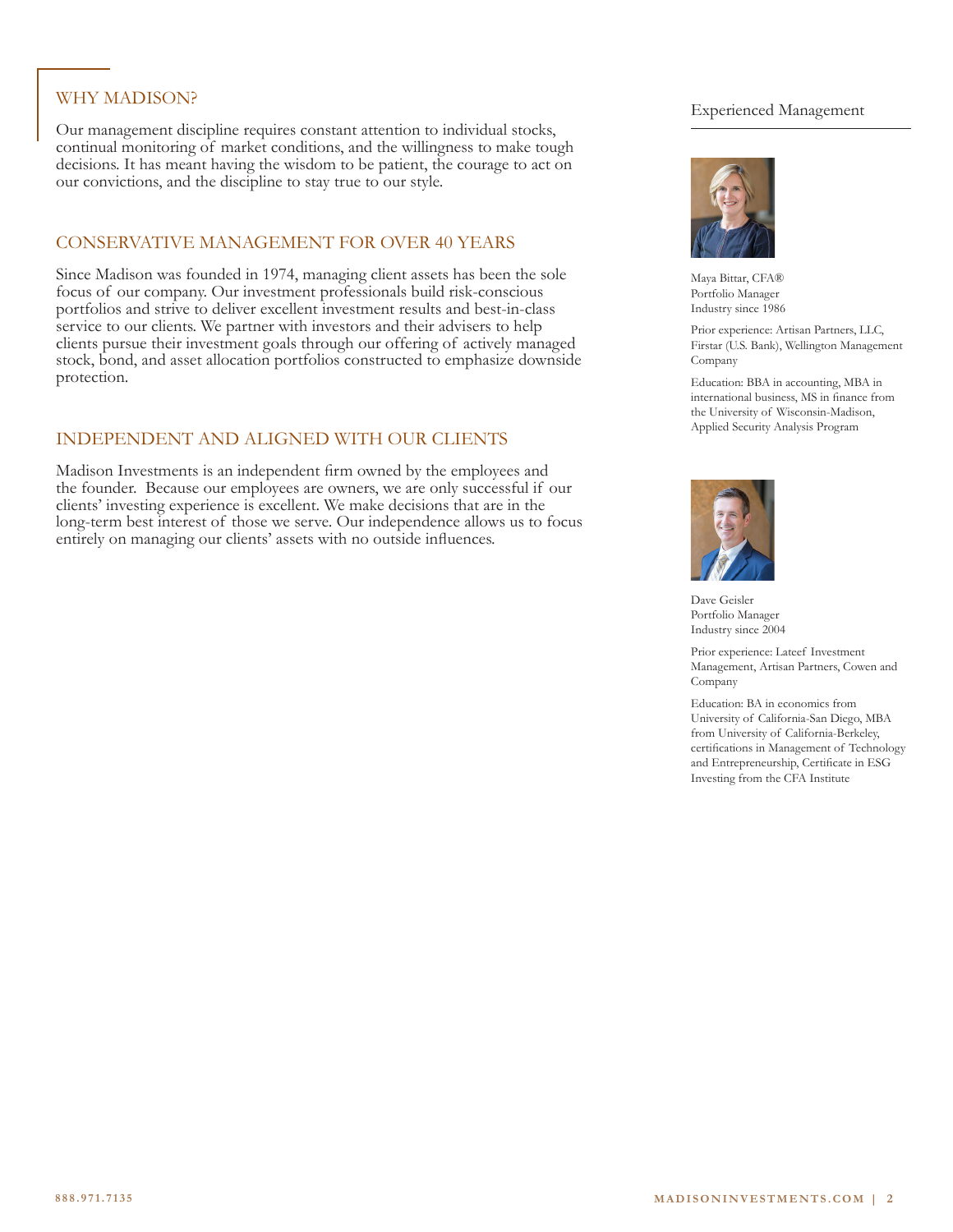## WHY MADISON?

Our management discipline requires constant attention to individual stocks, continual monitoring of market conditions, and the willingness to make tough decisions. It has meant having the wisdom to be patient, the courage to act on our convictions, and the discipline to stay true to our style.

## CONSERVATIVE MANAGEMENT FOR OVER 40 YEARS

Since Madison was founded in 1974, managing client assets has been the sole focus of our company. Our investment professionals build risk-conscious portfolios and strive to deliver excellent investment results and best-in-class service to our clients. We partner with investors and their advisers to help clients pursue their investment goals through our offering of actively managed stock, bond, and asset allocation portfolios constructed to emphasize downside protection.

## INDEPENDENT AND ALIGNED WITH OUR CLIENTS

Madison Investments is an independent firm owned by the employees and the founder. Because our employees are owners, we are only successful if our clients' investing experience is excellent. We make decisions that are in the long-term best interest of those we serve. Our independence allows us to focus entirely on managing our clients' assets with no outside influences.

## Experienced Management

Maya Bittar, CFA®
Portfolio Manager
Industry since 1986

Prior experience: Artisan Partners, LLC, Firstar (U.S. Bank), Wellington Management Company

Education: BBA in accounting, MBA in international business, MS in finance from the University of Wisconsin-Madison, Applied Security Analysis Program

Dave Geisler
Portfolio Manager
Industry since 2004

Prior experience: Lateef Investment Management, Artisan Partners, Cowen and Company

Education: BA in economics from University of California-San Diego, MBA from University of California-Berkeley, certifications in Management of Technology and Entrepreneurship, Certificate in ESG Investing from the CFA Institute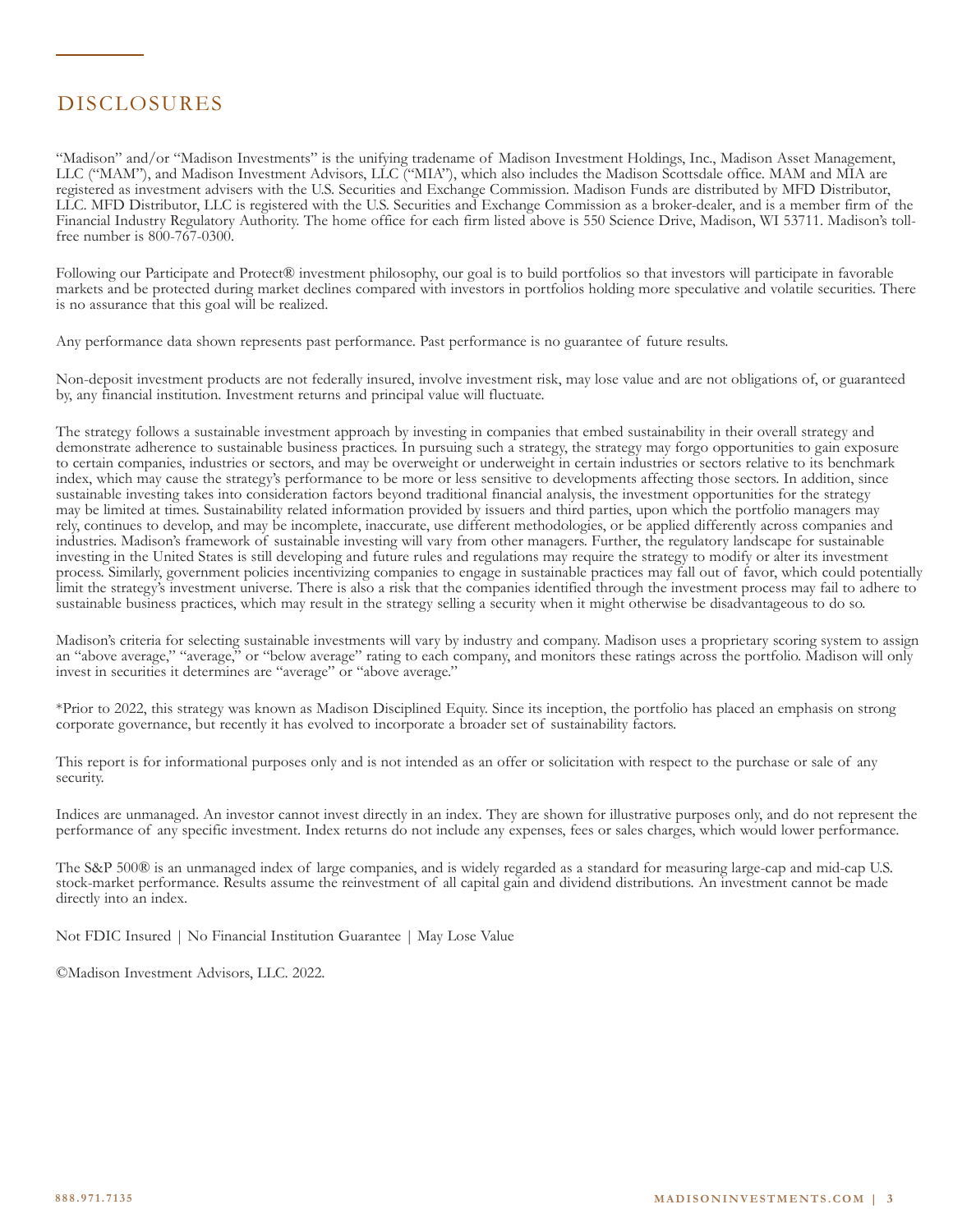# DISCLOSURES

"Madison" and/or "Madison Investments" is the unifying tradename of Madison Investment Holdings, Inc., Madison Asset Management, LLC ("MAM"), and Madison Investment Advisors, LLC ("MIA"), which also includes the Madison Scottsdale office. MAM and MIA are registered as investment advisers with the U.S. Securities and Exchange Commission. Madison Funds are distributed by MFD Distributor, LLC. MFD Distributor, LLC is registered with the U.S. Securities and Exchange Commission as a broker-dealer, and is a member firm of the Financial Industry Regulatory Authority. The home office for each firm listed above is 550 Science Drive, Madison, WI 53711. Madison's toll-free number is 800-767-0300.

Following our Participate and Protect® investment philosophy, our goal is to build portfolios so that investors will participate in favorable markets and be protected during market declines compared with investors in portfolios holding more speculative and volatile securities. There is no assurance that this goal will be realized.

Any performance data shown represents past performance. Past performance is no guarantee of future results.

Non-deposit investment products are not federally insured, involve investment risk, may lose value and are not obligations of, or guaranteed by, any financial institution. Investment returns and principal value will fluctuate.

The strategy follows a sustainable investment approach by investing in companies that embed sustainability in their overall strategy and demonstrate adherence to sustainable business practices. In pursuing such a strategy, the strategy may forgo opportunities to gain exposure to certain companies, industries or sectors, and may be overweight or underweight in certain industries or sectors relative to its benchmark index, which may cause the strategy's performance to be more or less sensitive to developments affecting those sectors. In addition, since sustainable investing takes into consideration factors beyond traditional financial analysis, the investment opportunities for the strategy may be limited at times. Sustainability related information provided by issuers and third parties, upon which the portfolio managers may rely, continues to develop, and may be incomplete, inaccurate, use different methodologies, or be applied differently across companies and industries. Madison's framework of sustainable investing will vary from other managers. Further, the regulatory landscape for sustainable investing in the United States is still developing and future rules and regulations may require the strategy to modify or alter its investment process. Similarly, government policies incentivizing companies to engage in sustainable practices may fall out of favor, which could potentially limit the strategy's investment universe. There is also a risk that the companies identified through the investment process may fail to adhere to sustainable business practices, which may result in the strategy selling a security when it might otherwise be disadvantageous to do so.

Madison's criteria for selecting sustainable investments will vary by industry and company. Madison uses a proprietary scoring system to assign an "above average," "average," or "below average" rating to each company, and monitors these ratings across the portfolio. Madison will only invest in securities it determines are "average" or "above average."

*Prior to 2022, this strategy was known as Madison Disciplined Equity. Since its inception, the portfolio has placed an emphasis on strong corporate governance, but recently it has evolved to incorporate a broader set of sustainability factors.

This report is for informational purposes only and is not intended as an offer or solicitation with respect to the purchase or sale of any security.

Indices are unmanaged. An investor cannot invest directly in an index. They are shown for illustrative purposes only, and do not represent the performance of any specific investment. Index returns do not include any expenses, fees or sales charges, which would lower performance.

The S&P 500® is an unmanaged index of large companies, and is widely regarded as a standard for measuring large-cap and mid-cap U.S. stock-market performance. Results assume the reinvestment of all capital gain and dividend distributions. An investment cannot be made directly into an index.

Not FDIC Insured | No Financial Institution Guarantee | May Lose Value

©Madison Investment Advisors, LLC. 2022.

888.971.7135

MADISONINVESTMENTS.COM